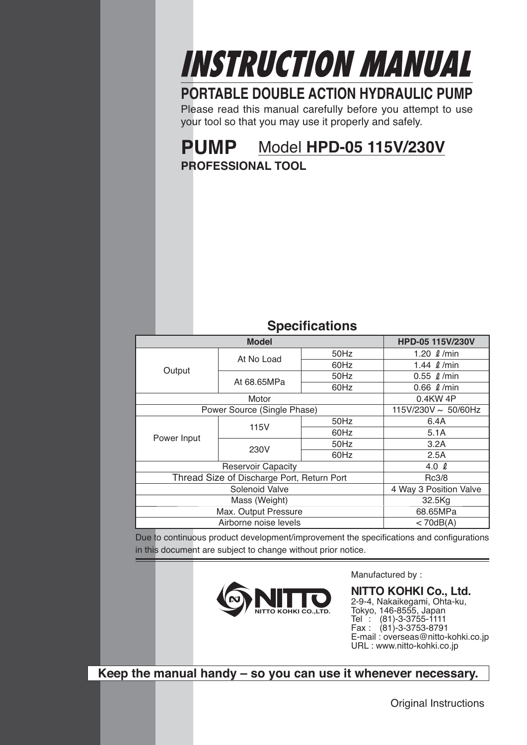# INSTRUCTION MANUAL

## PORTABLE DOUBLE ACTION HYDRAULIC PUMP

Please read this manual carefully before you attempt to use your tool so that you may use it properly and safely.

## PUMP Model HPD-05 115V/230V

**PROFESSIONAL TOOL**

### Specifications

| Model | | | HPD-05 115V/230V |
|---|---|---|---|
| Output | At No Load | 50Hz | 1.20 ℓ/min |
| | | 60Hz | 1.44 ℓ/min |
| | At 68.65MPa | 50Hz | 0.55 ℓ/min |
| | | 60Hz | 0.66 ℓ/min |
| Motor | | | 0.4KW 4P |
| Power Source (Single Phase) | | | 115V/230V ~ 50/60Hz |
| Power Input | 115V | 50Hz | 6.4A |
| | | 60Hz | 5.1A |
| | 230V | 50Hz | 3.2A |
| | | 60Hz | 2.5A |
| Reservoir Capacity | | | 4.0 ℓ |
| Thread Size of Discharge Port, Return Port | | | Rc3/8 |
| Solenoid Valve | | | 4 Way 3 Position Valve |
| Mass (Weight) | | | 32.5Kg |
| Max. Output Pressure | | | 68.65MPa |
| Airborne noise levels | | | < 70dB(A) |

Due to continuous product development/improvement the specifications and configurations in this document are subject to change without prior notice.

NITTO KOHKI CO.,LTD.

Manufactured by :

**NITTO KOHKI Co., Ltd.**
2-9-4, Nakaikegami, Ohta-ku,
Tokyo, 146-8555, Japan
Tel : (81)-3-3755-1111
Fax : (81)-3-3753-8791
E-mail : overseas@nitto-kohki.co.jp
URL : www.nitto-kohki.co.jp

**Keep the manual handy – so you can use it whenever necessary.**

Original Instructions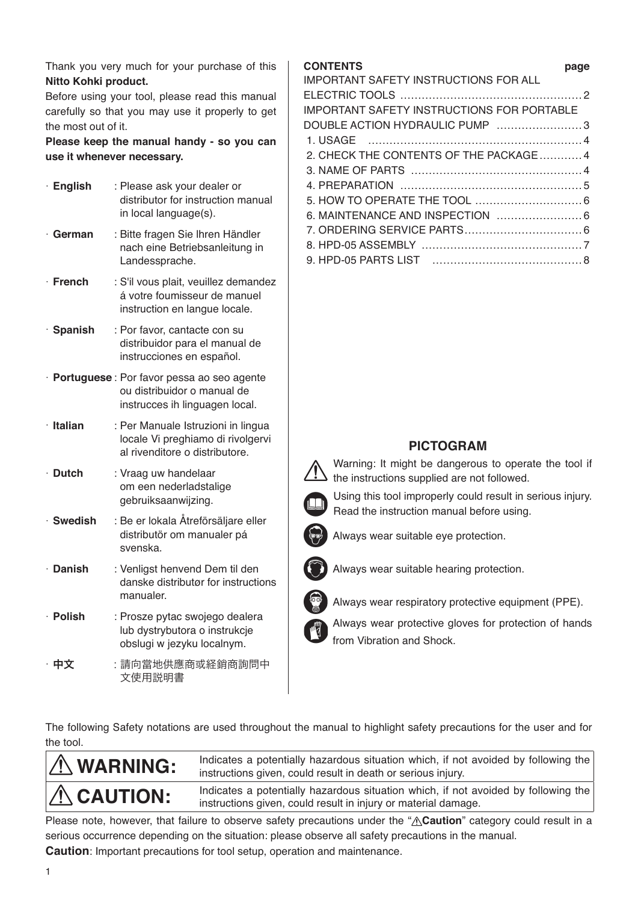Thank you very much for your purchase of this **Nitto Kohki product.**

Before using your tool, please read this manual carefully so that you may use it properly to get the most out of it.

**Please keep the manual handy - so you can use it whenever necessary.**

- **English** : Please ask your dealer or distributor for instruction manual in local language(s).
- **German** : Bitte fragen Sie Ihren Händler nach eine Betriebsanleitung in Landessprache.
- **French** : S'il vous plait, veuillez demandez á votre foumisseur de manuel instruction en langue locale.
- **Spanish** : Por favor, cantacte con su distribuidor para el manual de instrucciones en español.
- **Portuguese** : Por favor pessa ao seo agente ou distribuidor o manual de instrucces ih linguagen local.
- **Italian** : Per Manuale Istruzioni in lingua locale Vi preghiamo di rivolgervi al rivenditore o distributore.
- **Dutch** : Vraag uw handelaar om een nederladstalige gebruiksaanwijzing.
- **Swedish** : Be er lokala Åtreförsäljare eller distributör om manualer pá svenska.
- **Danish** : Venligst henvend Dem til den danske distributør for instructions manualer.
- **Polish** : Prosze pytac swojego dealera lub dystrybutora o instrukcje obslugi w jezyku localnym.
- **中文** : 請向當地供應商或経銷商詢問中文使用説明書

| CONTENTS | page |
|---|---|
| IMPORTANT SAFETY INSTRUCTIONS FOR ALL ELECTRIC TOOLS | 2 |
| IMPORTANT SAFETY INSTRUCTIONS FOR PORTABLE DOUBLE ACTION HYDRAULIC PUMP | 3 |
| 1. USAGE | 4 |
| 2. CHECK THE CONTENTS OF THE PACKAGE | 4 |
| 3. NAME OF PARTS | 4 |
| 4. PREPARATION | 5 |
| 5. HOW TO OPERATE THE TOOL | 6 |
| 6. MAINTENANCE AND INSPECTION | 6 |
| 7. ORDERING SERVICE PARTS | 6 |
| 8. HPD-05 ASSEMBLY | 7 |
| 9. HPD-05 PARTS LIST | 8 |

## PICTOGRAM

- Warning: It might be dangerous to operate the tool if the instructions supplied are not followed.
- Using this tool improperly could result in serious injury. Read the instruction manual before using.
- Always wear suitable eye protection.
- Always wear suitable hearing protection.
- Always wear respiratory protective equipment (PPE).
- Always wear protective gloves for protection of hands from Vibration and Shock.

The following Safety notations are used throughout the manual to highlight safety precautions for the user and for the tool.

| | |
|---|---|
| ⚠ **WARNING:** | Indicates a potentially hazardous situation which, if not avoided by following the instructions given, could result in death or serious injury. |
| ⚠ **CAUTION:** | Indicates a potentially hazardous situation which, if not avoided by following the instructions given, could result in injury or material damage. |

Please note, however, that failure to observe safety precautions under the "⚠**Caution**" category could result in a serious occurrence depending on the situation: please observe all safety precautions in the manual.

**Caution**: Important precautions for tool setup, operation and maintenance.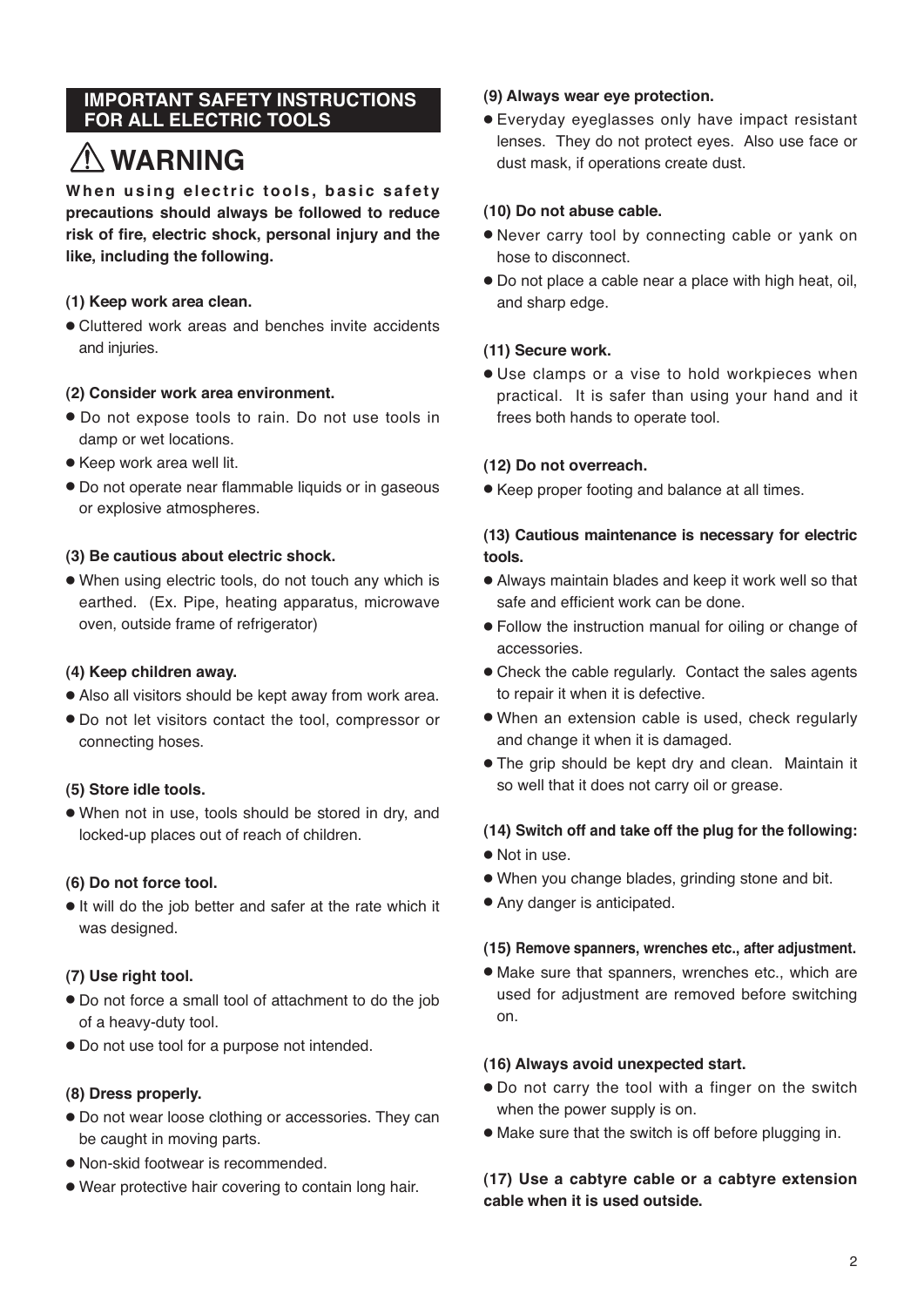## IMPORTANT SAFETY INSTRUCTIONS FOR ALL ELECTRIC TOOLS

# ⚠ WARNING

**When using electric tools, basic safety precautions should always be followed to reduce risk of fire, electric shock, personal injury and the like, including the following.**

**(1) Keep work area clean.**

- Cluttered work areas and benches invite accidents and injuries.

**(2) Consider work area environment.**

- Do not expose tools to rain. Do not use tools in damp or wet locations.
- Keep work area well lit.
- Do not operate near flammable liquids or in gaseous or explosive atmospheres.

**(3) Be cautious about electric shock.**

- When using electric tools, do not touch any which is earthed. (Ex. Pipe, heating apparatus, microwave oven, outside frame of refrigerator)

**(4) Keep children away.**

- Also all visitors should be kept away from work area.
- Do not let visitors contact the tool, compressor or connecting hoses.

**(5) Store idle tools.**

- When not in use, tools should be stored in dry, and locked-up places out of reach of children.

**(6) Do not force tool.**

- It will do the job better and safer at the rate which it was designed.

**(7) Use right tool.**

- Do not force a small tool of attachment to do the job of a heavy-duty tool.
- Do not use tool for a purpose not intended.

**(8) Dress properly.**

- Do not wear loose clothing or accessories. They can be caught in moving parts.
- Non-skid footwear is recommended.
- Wear protective hair covering to contain long hair.

**(9) Always wear eye protection.**

- Everyday eyeglasses only have impact resistant lenses. They do not protect eyes. Also use face or dust mask, if operations create dust.

**(10) Do not abuse cable.**

- Never carry tool by connecting cable or yank on hose to disconnect.
- Do not place a cable near a place with high heat, oil, and sharp edge.

**(11) Secure work.**

- Use clamps or a vise to hold workpieces when practical. It is safer than using your hand and it frees both hands to operate tool.

**(12) Do not overreach.**

- Keep proper footing and balance at all times.

**(13) Cautious maintenance is necessary for electric tools.**

- Always maintain blades and keep it work well so that safe and efficient work can be done.
- Follow the instruction manual for oiling or change of accessories.
- Check the cable regularly. Contact the sales agents to repair it when it is defective.
- When an extension cable is used, check regularly and change it when it is damaged.
- The grip should be kept dry and clean. Maintain it so well that it does not carry oil or grease.

**(14) Switch off and take off the plug for the following:**

- Not in use.
- When you change blades, grinding stone and bit.
- Any danger is anticipated.

**(15) Remove spanners, wrenches etc., after adjustment.**

- Make sure that spanners, wrenches etc., which are used for adjustment are removed before switching on.

**(16) Always avoid unexpected start.**

- Do not carry the tool with a finger on the switch when the power supply is on.
- Make sure that the switch is off before plugging in.

**(17) Use a cabtyre cable or a cabtyre extension cable when it is used outside.**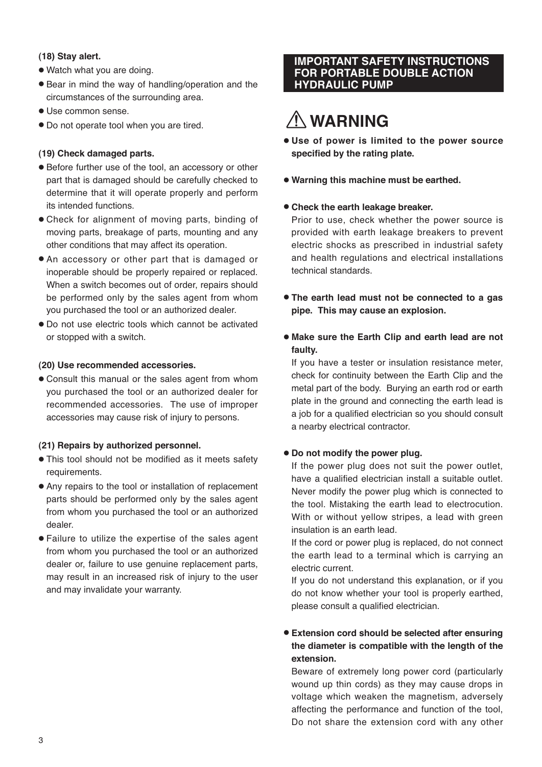**(18) Stay alert.**

- Watch what you are doing.
- Bear in mind the way of handling/operation and the circumstances of the surrounding area.
- Use common sense.
- Do not operate tool when you are tired.

**(19) Check damaged parts.**

- Before further use of the tool, an accessory or other part that is damaged should be carefully checked to determine that it will operate properly and perform its intended functions.
- Check for alignment of moving parts, binding of moving parts, breakage of parts, mounting and any other conditions that may affect its operation.
- An accessory or other part that is damaged or inoperable should be properly repaired or replaced. When a switch becomes out of order, repairs should be performed only by the sales agent from whom you purchased the tool or an authorized dealer.
- Do not use electric tools which cannot be activated or stopped with a switch.

**(20) Use recommended accessories.**

- Consult this manual or the sales agent from whom you purchased the tool or an authorized dealer for recommended accessories. The use of improper accessories may cause risk of injury to persons.

**(21) Repairs by authorized personnel.**

- This tool should not be modified as it meets safety requirements.
- Any repairs to the tool or installation of replacement parts should be performed only by the sales agent from whom you purchased the tool or an authorized dealer.
- Failure to utilize the expertise of the sales agent from whom you purchased the tool or an authorized dealer or, failure to use genuine replacement parts, may result in an increased risk of injury to the user and may invalidate your warranty.

## IMPORTANT SAFETY INSTRUCTIONS FOR PORTABLE DOUBLE ACTION HYDRAULIC PUMP

# ⚠ WARNING

- **Use of power is limited to the power source specified by the rating plate.**
- **Warning this machine must be earthed.**
- **Check the earth leakage breaker.**
  Prior to use, check whether the power source is provided with earth leakage breakers to prevent electric shocks as prescribed in industrial safety and health regulations and electrical installations technical standards.
- **The earth lead must not be connected to a gas pipe. This may cause an explosion.**
- **Make sure the Earth Clip and earth lead are not faulty.**
  If you have a tester or insulation resistance meter, check for continuity between the Earth Clip and the metal part of the body. Burying an earth rod or earth plate in the ground and connecting the earth lead is a job for a qualified electrician so you should consult a nearby electrical contractor.
- **Do not modify the power plug.**
  If the power plug does not suit the power outlet, have a qualified electrician install a suitable outlet. Never modify the power plug which is connected to the tool. Mistaking the earth lead to electrocution. With or without yellow stripes, a lead with green insulation is an earth lead.
  If the cord or power plug is replaced, do not connect the earth lead to a terminal which is carrying an electric current.
  If you do not understand this explanation, or if you do not know whether your tool is properly earthed, please consult a qualified electrician.
- **Extension cord should be selected after ensuring the diameter is compatible with the length of the extension.**
  Beware of extremely long power cord (particularly wound up thin cords) as they may cause drops in voltage which weaken the magnetism, adversely affecting the performance and function of the tool, Do not share the extension cord with any other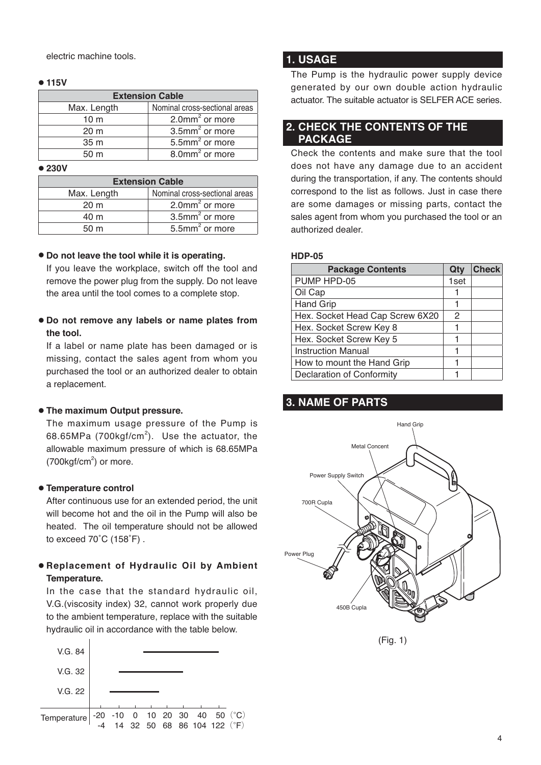electric machine tools.

● **115V**

| Extension Cable | |
|---|---|
| Max. Length | Nominal cross-sectional areas |
| 10 m | 2.0mm$^2$ or more |
| 20 m | 3.5mm$^2$ or more |
| 35 m | 5.5mm$^2$ or more |
| 50 m | 8.0mm$^2$ or more |

● **230V**

| Extension Cable | |
|---|---|
| Max. Length | Nominal cross-sectional areas |
| 20 m | 2.0mm$^2$ or more |
| 40 m | 3.5mm$^2$ or more |
| 50 m | 5.5mm$^2$ or more |

● **Do not leave the tool while it is operating.**

If you leave the workplace, switch off the tool and remove the power plug from the supply. Do not leave the area until the tool comes to a complete stop.

● **Do not remove any labels or name plates from the tool.**

If a label or name plate has been damaged or is missing, contact the sales agent from whom you purchased the tool or an authorized dealer to obtain a replacement.

● **The maximum Output pressure.**

The maximum usage pressure of the Pump is 68.65MPa (700kgf/cm$^2$). Use the actuator, the allowable maximum pressure of which is 68.65MPa (700kgf/cm$^2$) or more.

● **Temperature control**

After continuous use for an extended period, the unit will become hot and the oil in the Pump will also be heated. The oil temperature should not be allowed to exceed 70˚C (158˚F) .

● **Replacement of Hydraulic Oil by Ambient Temperature.**

In the case that the standard hydraulic oil, V.G.(viscosity index) 32, cannot work properly due to the ambient temperature, replace with the suitable hydraulic oil in accordance with the table below.

| | Temperature range |
|---|---|
| V.G. 84 | approx. 10 – 50 (°C) / 50 – 122 (°F) |
| V.G. 32 | approx. -5 – 30 (°C) / 23 – 86 (°F) |
| V.G. 22 | approx. -10 – 15 (°C) / 14 – 59 (°F) |

Temperature: -20 -10 0 10 20 30 40 50 (°C) / -4 14 32 50 68 86 104 122 (°F)

## 1. USAGE

The Pump is the hydraulic power supply device generated by our own double action hydraulic actuator. The suitable actuator is SELFER ACE series.

## 2. CHECK THE CONTENTS OF THE PACKAGE

Check the contents and make sure that the tool does not have any damage due to an accident during the transportation, if any. The contents should correspond to the list as follows. Just in case there are some damages or missing parts, contact the sales agent from whom you purchased the tool or an authorized dealer.

**HDP-05**

| Package Contents | Qty | Check |
|---|---|---|
| PUMP HPD-05 | 1set | |
| Oil Cap | 1 | |
| Hand Grip | 1 | |
| Hex. Socket Head Cap Screw 6X20 | 2 | |
| Hex. Socket Screw Key 8 | 1 | |
| Hex. Socket Screw Key 5 | 1 | |
| Instruction Manual | 1 | |
| How to mount the Hand Grip | 1 | |
| Declaration of Conformity | 1 | |

## 3. NAME OF PARTS

Hand Grip, Metal Concent, Power Supply Switch, 700R Cupla, Power Plug, 450B Cupla

(Fig. 1)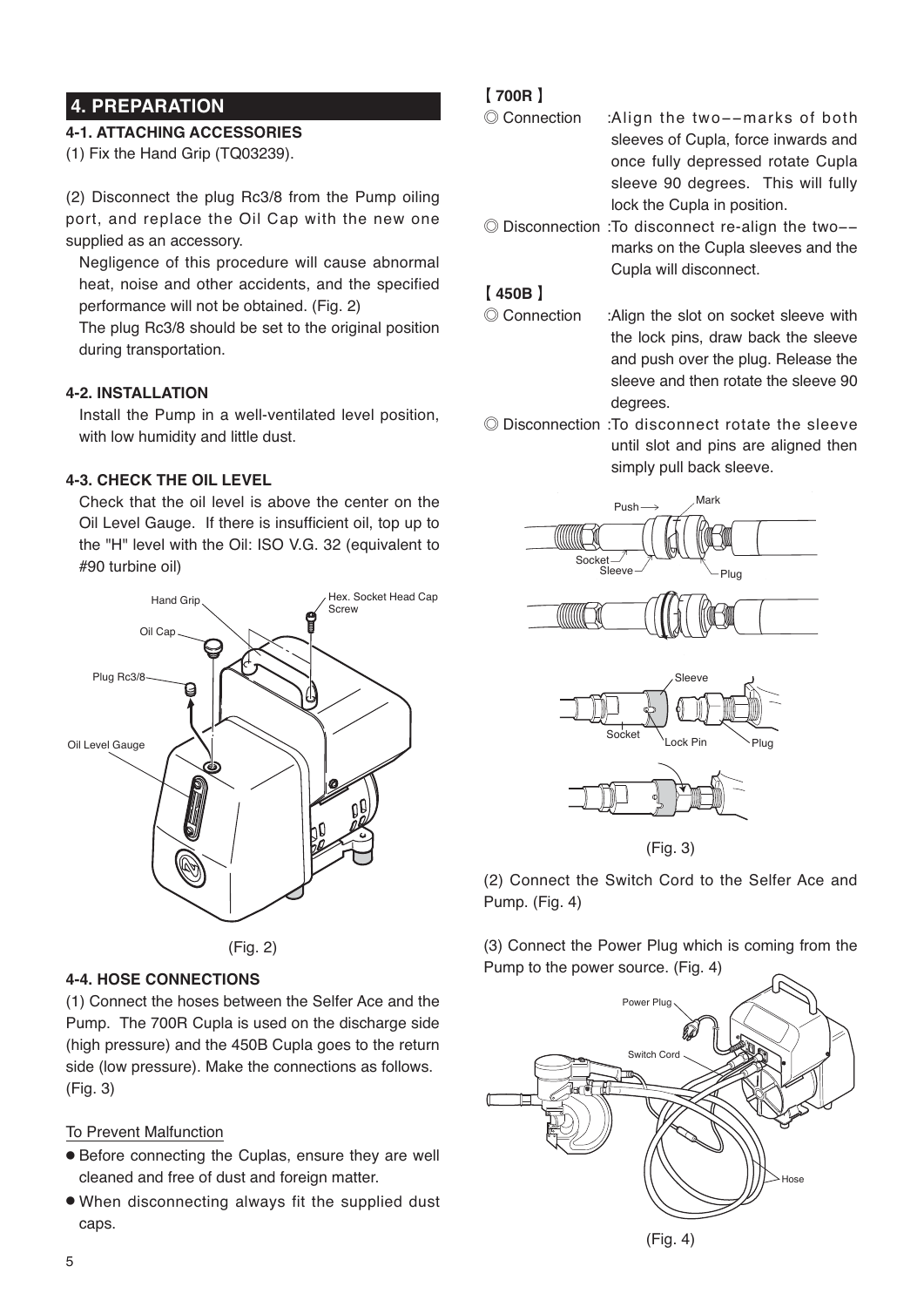## 4. PREPARATION

### 4-1. ATTACHING ACCESSORIES

(1) Fix the Hand Grip (TQ03239).

(2) Disconnect the plug Rc3/8 from the Pump oiling port, and replace the Oil Cap with the new one supplied as an accessory.

Negligence of this procedure will cause abnormal heat, noise and other accidents, and the specified performance will not be obtained. (Fig. 2)

The plug Rc3/8 should be set to the original position during transportation.

### 4-2. INSTALLATION

Install the Pump in a well-ventilated level position, with low humidity and little dust.

### 4-3. CHECK THE OIL LEVEL

Check that the oil level is above the center on the Oil Level Gauge. If there is insufficient oil, top up to the "H" level with the Oil: ISO V.G. 32 (equivalent to #90 turbine oil)

Hand Grip, Hex. Socket Head Cap Screw, Oil Cap, Plug Rc3/8, Oil Level Gauge

(Fig. 2)

### 4-4. HOSE CONNECTIONS

(1) Connect the hoses between the Selfer Ace and the Pump. The 700R Cupla is used on the discharge side (high pressure) and the 450B Cupla goes to the return side (low pressure). Make the connections as follows. (Fig. 3)

To Prevent Malfunction

- Before connecting the Cuplas, ensure they are well cleaned and free of dust and foreign matter.
- When disconnecting always fit the supplied dust caps.

**【700R】**

◎ Connection :Align the two––marks of both sleeves of Cupla, force inwards and once fully depressed rotate Cupla sleeve 90 degrees. This will fully lock the Cupla in position.

◎ Disconnection :To disconnect re-align the two–– marks on the Cupla sleeves and the Cupla will disconnect.

**【450B】**

◎ Connection :Align the slot on socket sleeve with the lock pins, draw back the sleeve and push over the plug. Release the sleeve and then rotate the sleeve 90 degrees.

◎ Disconnection :To disconnect rotate the sleeve until slot and pins are aligned then simply pull back sleeve.

Push, Mark, Socket, Sleeve, Plug, Sleeve, Socket, Lock Pin, Plug

(Fig. 3)

(2) Connect the Switch Cord to the Selfer Ace and Pump. (Fig. 4)

(3) Connect the Power Plug which is coming from the Pump to the power source. (Fig. 4)

Power Plug, Switch Cord, Hose

(Fig. 4)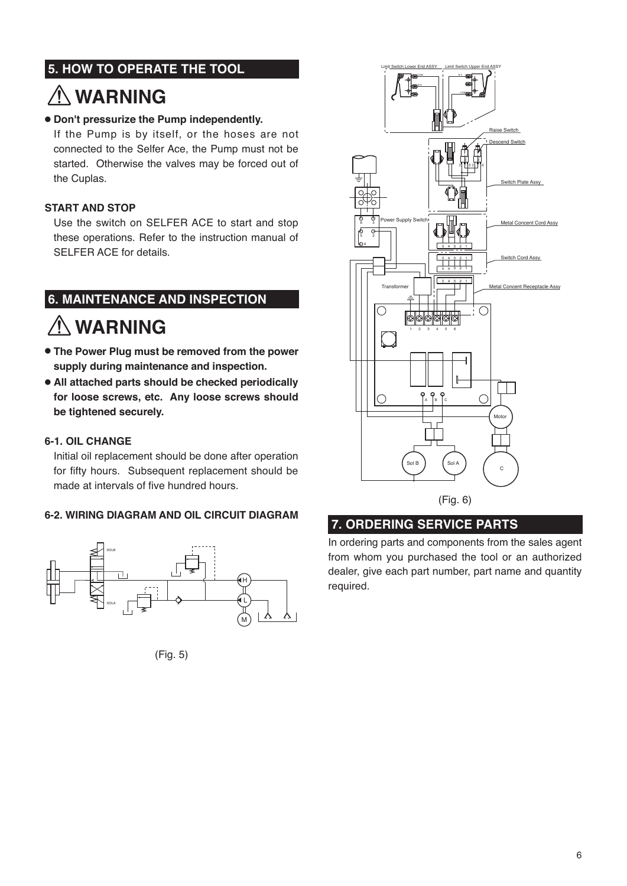## 5. HOW TO OPERATE THE TOOL

# ⚠ WARNING

- **Don't pressurize the Pump independently.**
  If the Pump is by itself, or the hoses are not connected to the Selfer Ace, the Pump must not be started. Otherwise the valves may be forced out of the Cuplas.

### START AND STOP

Use the switch on SELFER ACE to start and stop these operations. Refer to the instruction manual of SELFER ACE for details.

## 6. MAINTENANCE AND INSPECTION

# ⚠ WARNING

- **The Power Plug must be removed from the power supply during maintenance and inspection.**
- **All attached parts should be checked periodically for loose screws, etc. Any loose screws should be tightened securely.**

### 6-1. OIL CHANGE

Initial oil replacement should be done after operation for fifty hours. Subsequent replacement should be made at intervals of five hundred hours.

### 6-2. WIRING DIAGRAM AND OIL CIRCUIT DIAGRAM

(Fig. 5)

(Fig. 6)

## 7. ORDERING SERVICE PARTS

In ordering parts and components from the sales agent from whom you purchased the tool or an authorized dealer, give each part number, part name and quantity required.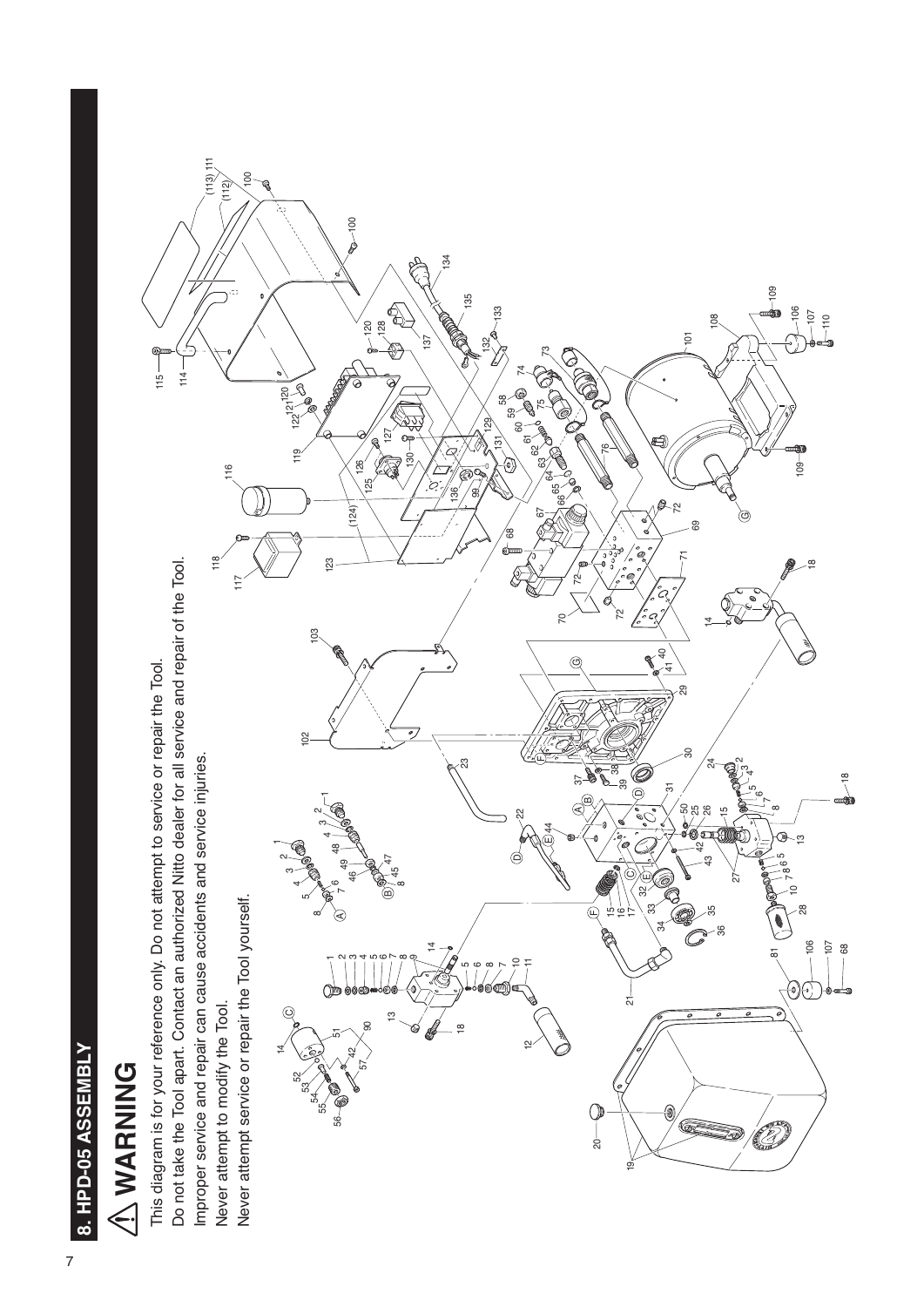## 8. HPD-05 ASSEMBLY

# ⚠ WARNING

This diagram is for your reference only. Do not attempt to service or repair the Tool.

Do not take the Tool apart. Contact an authorized Nitto dealer for all service and repair of the Tool.

Improper service and repair can cause accidents and service injuries.

Never attempt to modify the Tool.

Never attempt service or repair the Tool yourself.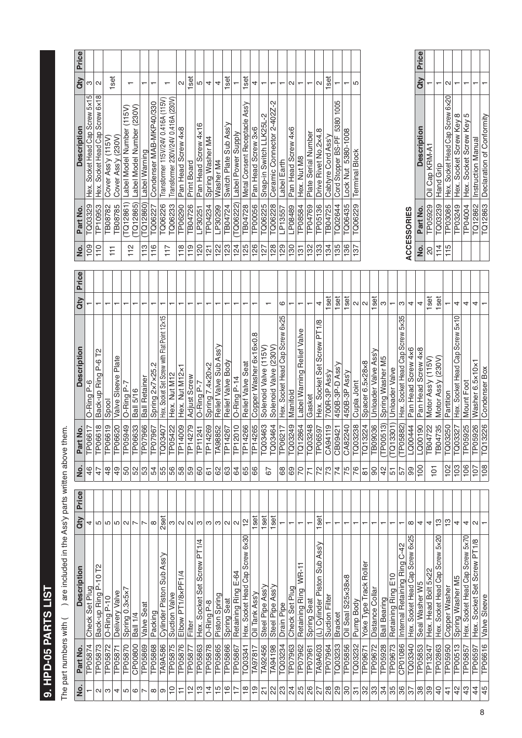## 9. HPD-05 PARTS LIST

The part numbers with ( ) are included in the Ass'y parts written above them.

| No. | Part No. | Description | Qty | Price |
|---|---|---|---|---|
| 1 | TP05874 | Check Set Plug | 4 | |
| 2 | TP05873 | Back-up Ring P-10 T2 | 5 | |
| 3 | TP05872 | O-Ring P-10 | 5 | |
| 4 | TP05871 | Delivery Valve | 5 | |
| 5 | TP05870 | Spring 0.3x5x7 | 2 | |
| 6 | CP00800 | Ball 1/4 | 7 | |
| 7 | TP05869 | Valve Seat | 7 | |
| 8 | TP05868 | Packing | 8 | |
| 9 | TA9A586 | Cylinder Piston Sub Ass'y | 2set | |
| 10 | TP05875 | Suction Valve | 3 | |
| 11 | TP05876 | Elbow PT1/8xPF1/4 | 2 | |
| 12 | TP05877 | Filter | 2 | |
| 13 | TP05863 | Hex. Socket Set Screw PT1/4 | 3 | |
| 14 | TP05878 | O-Ring P-8 | 3 | |
| 15 | TP05865 | Piston Spring | 3 | |
| 16 | TP05866 | Spring Seat | 2 | |
| 17 | TP05867 | Retaining Ring E-64 | 2 | |
| 18 | TQ03341 | Hex. Socket Head Cap Screw 6x30 | 12 | |
| 19 | TA97817 | Oil Tank Ass'y | 1set | |
| 21 | TA92456 | Steel Pipe Ass'y | 1set | |
| 22 | TA94198 | Steel Pipe Ass'y | 1set | |
| 23 | TQ03234 | Drain Pipe | 1 | |
| 24 | TP07963 | Check Set Plug | 1 | |
| 25 | TP07962 | Retaining Ring WR-11 | 1 | |
| 26 | TP07961 | Spring Seat | 1 | |
| 27 | TA9A603 | (L) Cylinder Piston Sub Ass'y | 1set | |
| 28 | TP07964 | Suction Filter | 1 | |
| 29 | TQ03233 | Bracket | 1 | |
| 30 | TP05856 | Oil Seal S25x38x8 | 1 | |
| 31 | TQ03232 | Pump Body | 1 | |
| 32 | TP09671 | Yoke Type Track Roller | 1 | |
| 33 | TP09672 | Distance Collar | 1 | |
| 34 | TP05928 | Ball Bearing | 1 | |
| 35 | TP09673 | Retaining Ring E10 | 1 | |
| 36 | CP01086 | Internal Retaining Ring C-42 | 1 | |
| 37 | TQ03340 | Hex. Socket Head Cap Screw 6x25 | 8 | |
| 38 | TP05853 | Seal Washer W5 | 4 | |
| 39 | TP13247 | Hex. Head Bolt 5x22 | 4 | |
| 40 | TP02863 | Hex. Socket Head Cap Screw 5x20 | 13 | |
| 41 | TP05950 | Copper Washer | 13 | |
| 42 | TP00513 | Spring Washer M5 | 4 | |
| 43 | TP05857 | Hex. Socket Head Cap Screw 5x70 | 4 | |
| 44 | TP06597 | Hex. Socket Set Screw PT1/8 | 2 | |
| 45 | TP06616 | Valve Sleeve | 1 | |
| 46 | TP06617 | O-Ring P-6 | 1 | |
| 47 | TP06618 | Back-up Ring P-6 T2 | 1 | |
| 48 | TP06619 | Spool | 1 | |
| 49 | TP06620 | Valve Sleeve Plate | 1 | |
| 50 | TP05949 | O-Ring P-7 | 1 | |
| 52 | TP06633 | Ball 5/16 | 1 | |
| 53 | TP07966 | Ball Retainer | 1 | |
| 54 | TP07967 | Spring 2x7x25.2 | 1 | |
| 55 | TQ03407 | Hex. Socket Set Screw with Flat Point 12x15 | 1 | |
| 56 | TP05422 | Hex. Nut M12 | 1 | |
| 58 | TP14009 | Hex. Nut M12x1 | 1 | |
| 59 | TP14279 | Adjust Screw | 1 | |
| 60 | TP11241 | O-Ring P-7 | 1 | |
| 61 | TP14269 | Spring 7.4x20x2 | 1 | |
| 62 | TA98852 | Relief Valve Sub Ass'y | 1 | |
| 63 | TP14267 | Relief Valve Body | 1 | |
| 64 | TP12010 | O-Ring P-14 | 1 | |
| 65 | TP14266 | Relief Valve Seat | 1 | |
| 66 | TP14265 | Copper Washer 6x16x0.8 | 1 | |
| 67 | TQ03463 | Solenoid Valve (115V) | 1 | |
| | TQ03464 | Solenoid Valve (230V) | | |
| 68 | TP06217 | Hex. Socket Head Cap Screw 6x25 | 6 | |
| 69 | TQ03249 | Manifold | 1 | |
| 70 | TQ12864 | Label Warning Relief Valve | 1 | |
| 71 | TQ03248 | Gasket | 1 | |
| 72 | TP06597 | Hex. Socket Set Screw PT1/8 | 4 | |
| 73 | CA94119 | 700R-3P Ass'y | 1set | |
| 74 | CB09421 | 450B-3P-D Ass'y | 1set | |
| 75 | CA82240 | 450B-3P Ass'y | 1set | |
| 76 | TQ03238 | Cupla Joint | 2 | |
| 81 | TQ13224 | Spacer 6.5x28x8 | 2 | |
| 90 | TB09036 | Unloader Valve Ass'y | 1set | |
| 42 | (TP00513) | Spring Washer M5 | 3 | |
| 51 | (TQ13301) | Unloader Valve | 1 | |
| 57 | (TP05882) | Hex. Socket Head Cap Screw 5x35 | 3 | |
| 99 | LQ00444 | Pan Head Screw 4x6 | 4 | |
| 100 | LQ00190 | Pan Head Screw 4x8 | 4 | |
| 101 | TB04732 | Motor Ass'y (115V) | 1set | |
| | TB04735 | Motor Ass'y (230V) | 1set | |
| 102 | TQ03250 | Partition | 1 | |
| 103 | TQ03327 | Hex. Socket Head Cap Screw 5x10 | 4 | |
| 106 | TP05925 | Mount Foot | 4 | |
| 107 | TP05926 | Washer 6.5x10x1 | 4 | |
| 108 | TQ13226 | Condenser Box | 1 | |
| 109 | TQ03329 | Hex. Socket Head Cap Screw 5x15 | 3 | |
| 110 | TP10953 | Hex. Socket Head Cap Screw 6x18 | 2 | |
| 111 | TB08782 | Cover Ass'y (115V) | 1set | |
| | TB08785 | Cover Ass'y (230V) | | |
| 112 | (TQ12861) | Label Model Number (115V) | 1 | |
| | (TQ12865) | Label Model Number (230V) | | |
| 113 | (TQ12860) | Label Warning | 1 | |
| 116 | TQ06227 | Condenser MAB-MKP40/330 | 1 | |
| 117 | TQ06226 | Transformer 115V/24V 0.416A (115V) | 1 | |
| | TQ06233 | Transformer 230V/24V 0.416A (230V) | | |
| 118 | TP06290 | Pan Head Screw 4x8 | 2 | |
| 119 | TB04726 | Print Board | 1set | |
| 120 | LP30251 | Pan Head Screw 4x16 | 5 | |
| 121 | TP04234 | Spring Washer M4 | 4 | |
| 122 | LP30299 | Washer M4 | 4 | |
| 123 | TB04724 | Switch Plate Sub Ass'y | 1set | |
| 124 | (TQ06222) | Label Power Supply | 1 | |
| 125 | TB04728 | Metal Consent Receptacle Ass'y | 1set | |
| 126 | TP00056 | Pan Head Screw 3x6 | 4 | |
| 127 | TQ06225 | Snap-in Switch LLK25L-2 | 1 | |
| 128 | TQ06228 | Ceramic Connector 2-402Z-2 | 1 | |
| 129 | LP13557 | Label Earth | 1 | |
| 130 | LP08489 | Pan Head Screw 4x6 | 2 | |
| 131 | TP08584 | Hex. Nut M8 | 1 | |
| 132 | TP04769 | Plate Serial Number | 1 | |
| 133 | TP05136 | Drive Rivet No.2x4.8 | 2 | |
| 134 | TB04725 | Cabtyre Cord Ass'y | 1set | |
| 135 | TQ02644 | Cord Stopper BS-PF 5380 1005 | 1 | |
| 136 | TQ06435 | Lock Nut 5380-1008 | 1 | |
| 137 | TQ06229 | Terminal Block | 5 | |

### ACCESSORIES

| No. | Part No. | Description | Qty | Price |
|---|---|---|---|---|
| 20 | TP05929 | Oil Cap KRM-A1 | 1 | |
| 114 | TQ03239 | Hand Grip | 1 | |
| 115 | TP03086 | Hex. Socket Head Cap Screw 6x20 | 2 | |
| | TP03249 | Hex. Socket Screw Key 8 | 1 | |
| | TP04004 | Hex. Socket Screw Key 5 | 1 | |
| | TQ12862 | Instruction Manual | 1 | |
| | TQ12863 | Declaration of Conformity | 1 | |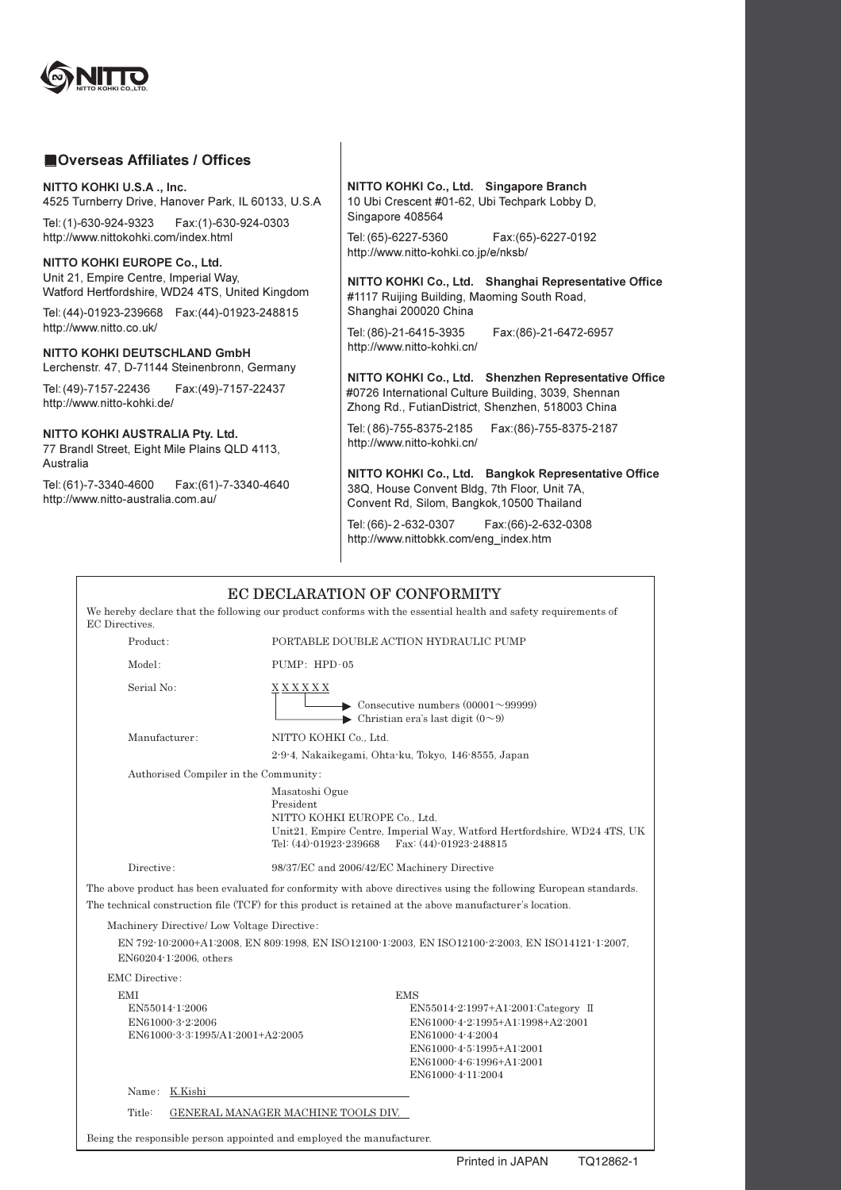NITTO KOHKI CO.,LTD.

## ■Overseas Affiliates / Offices

**NITTO KOHKI U.S.A ., Inc.**
4525 Turnberry Drive, Hanover Park, IL 60133, U.S.A
Tel: (1)-630-924-9323 Fax:(1)-630-924-0303
http://www.nittokohki.com/index.html

**NITTO KOHKI EUROPE Co., Ltd.**
Unit 21, Empire Centre, Imperial Way,
Watford Hertfordshire, WD24 4TS, United Kingdom
Tel: (44)-01923-239668 Fax:(44)-01923-248815
http://www.nitto.co.uk/

**NITTO KOHKI DEUTSCHLAND GmbH**
Lerchenstr. 47, D-71144 Steinenbronn, Germany
Tel: (49)-7157-22436 Fax:(49)-7157-22437
http://www.nitto-kohki.de/

**NITTO KOHKI AUSTRALIA Pty. Ltd.**
77 Brandl Street, Eight Mile Plains QLD 4113,
Australia
Tel: (61)-7-3340-4600 Fax:(61)-7-3340-4640
http://www.nitto-australia.com.au/

**NITTO KOHKI Co., Ltd. Singapore Branch**
10 Ubi Crescent #01-62, Ubi Techpark Lobby D,
Singapore 408564
Tel: (65)-6227-5360 Fax:(65)-6227-0192
http://www.nitto-kohki.co.jp/e/nksb/

**NITTO KOHKI Co., Ltd. Shanghai Representative Office**
#1117 Ruijing Building, Maoming South Road,
Shanghai 200020 China
Tel: (86)-21-6415-3935 Fax:(86)-21-6472-6957
http://www.nitto-kohki.cn/

**NITTO KOHKI Co., Ltd. Shenzhen Representative Office**
#0726 International Culture Building, 3039, Shennan
Zhong Rd., FutianDistrict, Shenzhen, 518003 China
Tel: ( 86)-755-8375-2185 Fax:(86)-755-8375-2187
http://www.nitto-kohki.cn/

**NITTO KOHKI Co., Ltd. Bangkok Representative Office**
38Q, House Convent Bldg, 7th Floor, Unit 7A,
Convent Rd, Silom, Bangkok,10500 Thailand
Tel: (66)- 2 -632-0307 Fax:(66)-2-632-0308
http://www.nittobkk.com/eng_index.htm

## EC DECLARATION OF CONFORMITY

We hereby declare that the following our product conforms with the essential health and safety requirements of EC Directives.

Product: PORTABLE DOUBLE ACTION HYDRAULIC PUMP

Model: PUMP: HPD-05

Serial No: X X X X X X
- Consecutive numbers (00001～99999)
- Christian era's last digit (0～9)

Manufacturer: NITTO KOHKI Co., Ltd.
2-9-4, Nakaikegami, Ohta-ku, Tokyo, 146-8555, Japan

Authorised Compiler in the Community:
Masatoshi Ogue
President
NITTO KOHKI EUROPE Co., Ltd.
Unit21, Empire Centre, Imperial Way, Watford Hertfordshire, WD24 4TS, UK
Tel: (44)-01923-239668 Fax: (44)-01923-248815

Directive: 98/37/EC and 2006/42/EC Machinery Directive

The above product has been evaluated for conformity with above directives using the following European standards.
The technical construction file (TCF) for this product is retained at the above manufacturer's location.

Machinery Directive/ Low Voltage Directive:

EN 792-10:2000+A1:2008, EN 809:1998, EN ISO12100-1:2003, EN ISO12100-2:2003, EN ISO14121-1:2007, EN60204-1:2006, others

EMC Directive:

EMI
EN55014-1:2006
EN61000-3-2:2006
EN61000-3-3:1995/A1:2001+A2:2005

EMS
EN55014-2:1997+A1:2001:Category Ⅱ
EN61000-4-2:1995+A1:1998+A2:2001
EN61000-4-4:2004
EN61000-4-5:1995+A1:2001
EN61000-4-6:1996+A1:2001
EN61000-4-11:2004

Name: K.Kishi

Title: GENERAL MANAGER MACHINE TOOLS DIV.

Being the responsible person appointed and employed the manufacturer.

Printed in JAPAN TQ12862-1